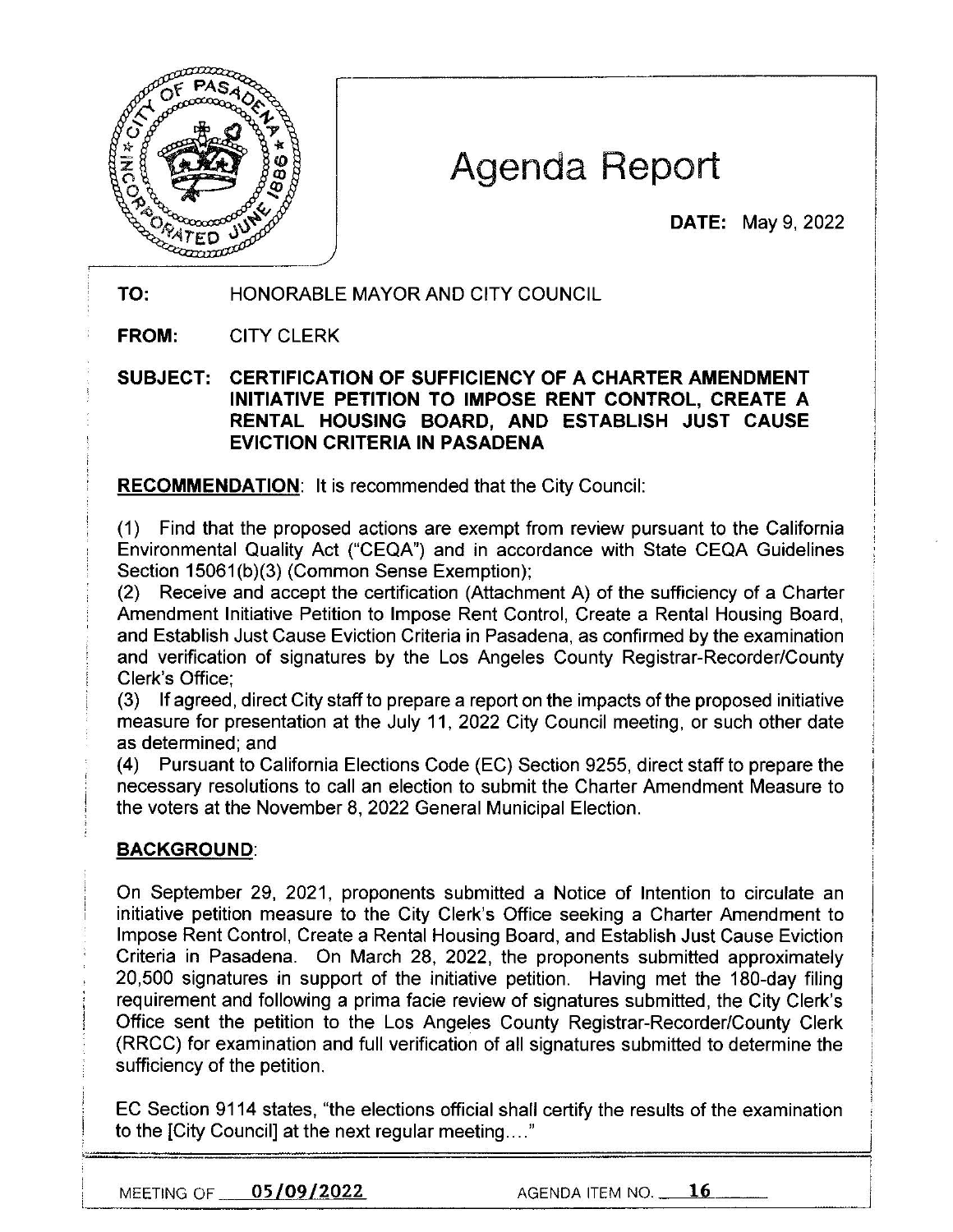# Agenda Report

**DATE:** May 9, 2022

**TO:** HONORABLE MAYOR AND CITY COUNCIL

**FROM:** CITY CLERK

**SUBJECT: CERTIFICATION OF SUFFICIENCY OF A CHARTER AMENDMENT INITIATIVE PETITION TO IMPOSE RENT CONTROL, CREATE A RENTAL HOUSING BOARD, AND ESTABLISH JUST CAUSE EVICTION CRITERIA IN PASADENA**

**RECOMMENDATION**: It is recommended that the City Council:

(1) Find that the proposed actions are exempt from review pursuant to the California Environmental Quality Act ("CEQA") and in accordance with State CEQA Guidelines Section 15061(b)(3) (Common Sense Exemption);
(2) Receive and accept the certification (Attachment A) of the sufficiency of a Charter Amendment Initiative Petition to Impose Rent Control, Create a Rental Housing Board, and Establish Just Cause Eviction Criteria in Pasadena, as confirmed by the examination and verification of signatures by the Los Angeles County Registrar-Recorder/County Clerk's Office;
(3) If agreed, direct City staff to prepare a report on the impacts of the proposed initiative measure for presentation at the July 11, 2022 City Council meeting, or such other date as determined; and
(4) Pursuant to California Elections Code (EC) Section 9255, direct staff to prepare the necessary resolutions to call an election to submit the Charter Amendment Measure to the voters at the November 8, 2022 General Municipal Election.

**BACKGROUND**:

On September 29, 2021, proponents submitted a Notice of Intention to circulate an initiative petition measure to the City Clerk's Office seeking a Charter Amendment to Impose Rent Control, Create a Rental Housing Board, and Establish Just Cause Eviction Criteria in Pasadena. On March 28, 2022, the proponents submitted approximately 20,500 signatures in support of the initiative petition. Having met the 180-day filing requirement and following a prima facie review of signatures submitted, the City Clerk's Office sent the petition to the Los Angeles County Registrar-Recorder/County Clerk (RRCC) for examination and full verification of all signatures submitted to determine the sufficiency of the petition.

EC Section 9114 states, "the elections official shall certify the results of the examination to the [City Council] at the next regular meeting...."

MEETING OF 05/09/2022 AGENDA ITEM NO. 16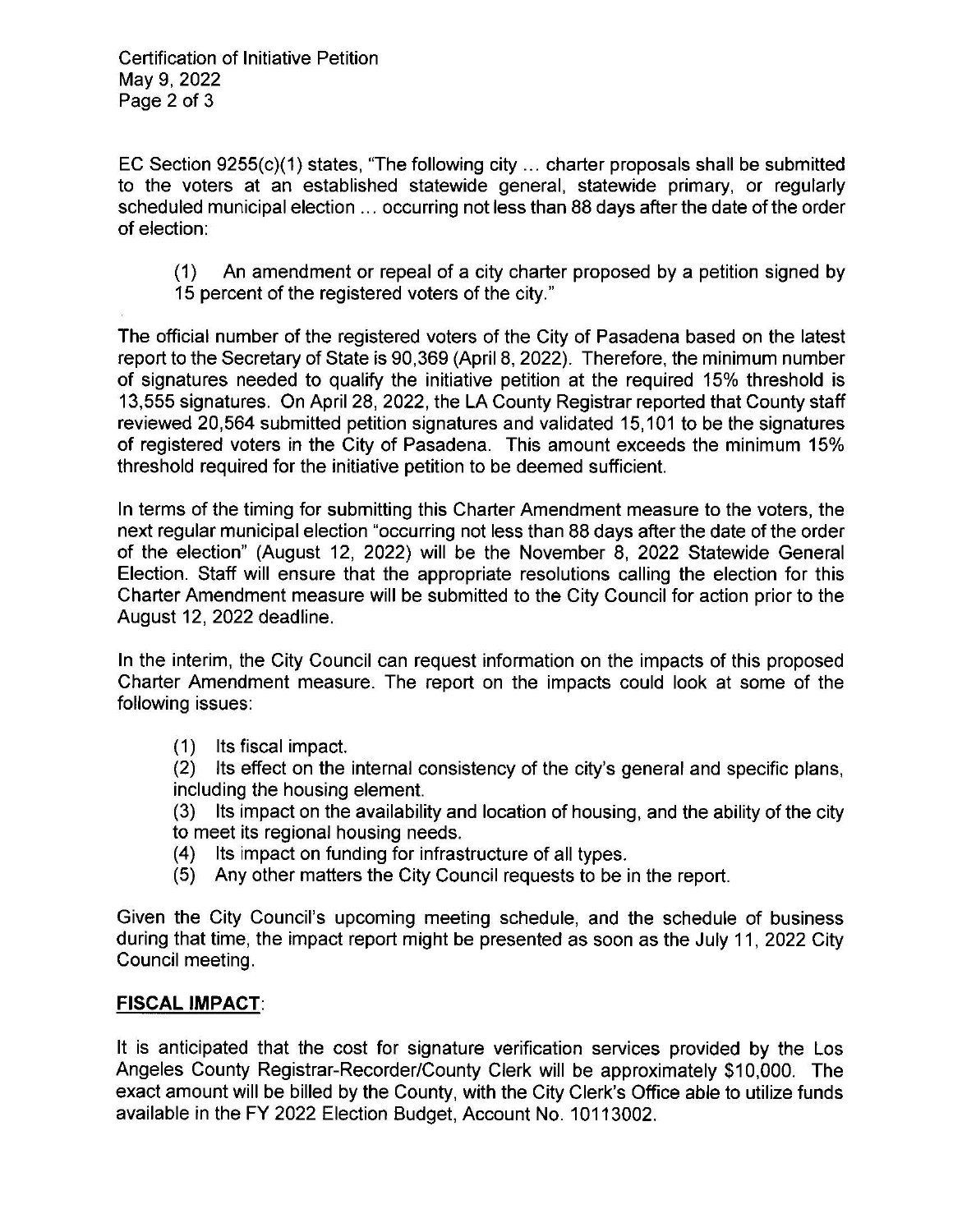EC Section 9255(c)(1) states, "The following city ... charter proposals shall be submitted to the voters at an established statewide general, statewide primary, or regularly scheduled municipal election ... occurring not less than 88 days after the date of the order of election:

> (1) An amendment or repeal of a city charter proposed by a petition signed by 15 percent of the registered voters of the city."

The official number of the registered voters of the City of Pasadena based on the latest report to the Secretary of State is 90,369 (April 8, 2022). Therefore, the minimum number of signatures needed to qualify the initiative petition at the required 15% threshold is 13,555 signatures. On April 28, 2022, the LA County Registrar reported that County staff reviewed 20,564 submitted petition signatures and validated 15,101 to be the signatures of registered voters in the City of Pasadena. This amount exceeds the minimum 15% threshold required for the initiative petition to be deemed sufficient.

In terms of the timing for submitting this Charter Amendment measure to the voters, the next regular municipal election "occurring not less than 88 days after the date of the order of the election" (August 12, 2022) will be the November 8, 2022 Statewide General Election. Staff will ensure that the appropriate resolutions calling the election for this Charter Amendment measure will be submitted to the City Council for action prior to the August 12, 2022 deadline.

In the interim, the City Council can request information on the impacts of this proposed Charter Amendment measure. The report on the impacts could look at some of the following issues:

(1) Its fiscal impact.
(2) Its effect on the internal consistency of the city's general and specific plans, including the housing element.
(3) Its impact on the availability and location of housing, and the ability of the city to meet its regional housing needs.
(4) Its impact on funding for infrastructure of all types.
(5) Any other matters the City Council requests to be in the report.

Given the City Council's upcoming meeting schedule, and the schedule of business during that time, the impact report might be presented as soon as the July 11, 2022 City Council meeting.

**FISCAL IMPACT**:

It is anticipated that the cost for signature verification services provided by the Los Angeles County Registrar-Recorder/County Clerk will be approximately $10,000. The exact amount will be billed by the County, with the City Clerk's Office able to utilize funds available in the FY 2022 Election Budget, Account No. 10113002.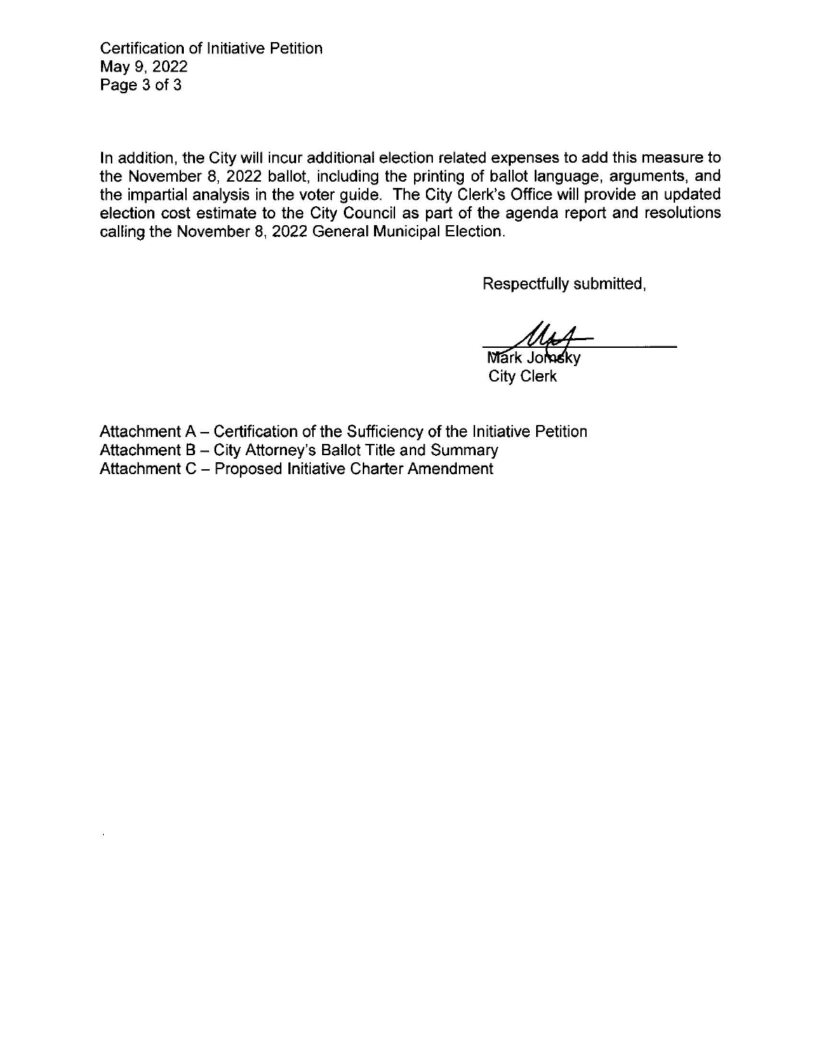In addition, the City will incur additional election related expenses to add this measure to the November 8, 2022 ballot, including the printing of ballot language, arguments, and the impartial analysis in the voter guide. The City Clerk's Office will provide an updated election cost estimate to the City Council as part of the agenda report and resolutions calling the November 8, 2022 General Municipal Election.

Respectfully submitted,

Mark Jomsky
City Clerk

Attachment A – Certification of the Sufficiency of the Initiative Petition
Attachment B – City Attorney's Ballot Title and Summary
Attachment C – Proposed Initiative Charter Amendment